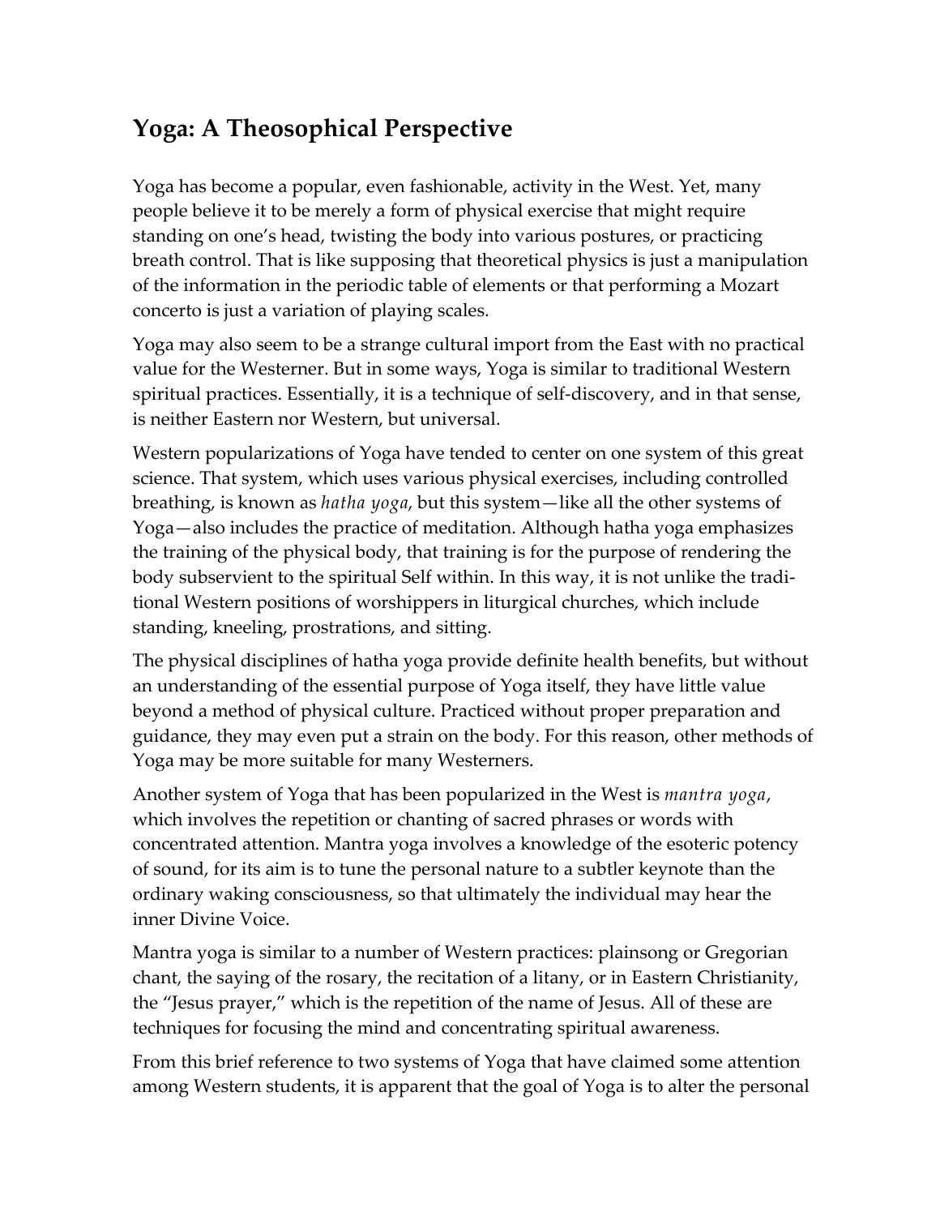# Yoga: A Theosophical Perspective

Yoga has become a popular, even fashionable, activity in the West. Yet, many people believe it to be merely a form of physical exercise that might require standing on one's head, twisting the body into various postures, or practicing breath control. That is like supposing that theoretical physics is just a manipulation of the information in the periodic table of elements or that performing a Mozart concerto is just a variation of playing scales.

Yoga may also seem to be a strange cultural import from the East with no practical value for the Westerner. But in some ways, Yoga is similar to traditional Western spiritual practices. Essentially, it is a technique of self-discovery, and in that sense, is neither Eastern nor Western, but universal.

Western popularizations of Yoga have tended to center on one system of this great science. That system, which uses various physical exercises, including controlled breathing, is known as *hatha yoga*, but this system—like all the other systems of Yoga—also includes the practice of meditation. Although hatha yoga emphasizes the training of the physical body, that training is for the purpose of rendering the body subservient to the spiritual Self within. In this way, it is not unlike the traditional Western positions of worshippers in liturgical churches, which include standing, kneeling, prostrations, and sitting.

The physical disciplines of hatha yoga provide definite health benefits, but without an understanding of the essential purpose of Yoga itself, they have little value beyond a method of physical culture. Practiced without proper preparation and guidance, they may even put a strain on the body. For this reason, other methods of Yoga may be more suitable for many Westerners.

Another system of Yoga that has been popularized in the West is *mantra yoga*, which involves the repetition or chanting of sacred phrases or words with concentrated attention. Mantra yoga involves a knowledge of the esoteric potency of sound, for its aim is to tune the personal nature to a subtler keynote than the ordinary waking consciousness, so that ultimately the individual may hear the inner Divine Voice.

Mantra yoga is similar to a number of Western practices: plainsong or Gregorian chant, the saying of the rosary, the recitation of a litany, or in Eastern Christianity, the "Jesus prayer," which is the repetition of the name of Jesus. All of these are techniques for focusing the mind and concentrating spiritual awareness.

From this brief reference to two systems of Yoga that have claimed some attention among Western students, it is apparent that the goal of Yoga is to alter the personal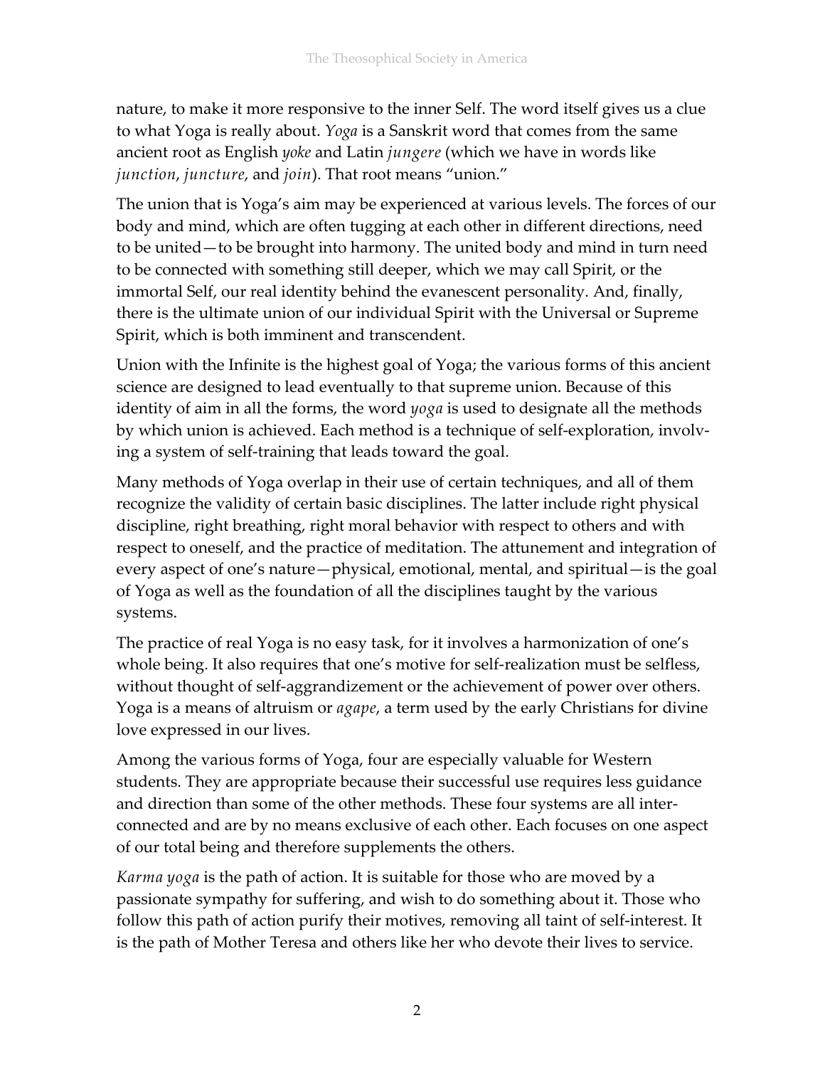nature, to make it more responsive to the inner Self. The word itself gives us a clue to what Yoga is really about. *Yoga* is a Sanskrit word that comes from the same ancient root as English *yoke* and Latin *jungere* (which we have in words like *junction*, *juncture*, and *join*). That root means "union."

The union that is Yoga's aim may be experienced at various levels. The forces of our body and mind, which are often tugging at each other in different directions, need to be united—to be brought into harmony. The united body and mind in turn need to be connected with something still deeper, which we may call Spirit, or the immortal Self, our real identity behind the evanescent personality. And, finally, there is the ultimate union of our individual Spirit with the Universal or Supreme Spirit, which is both imminent and transcendent.

Union with the Infinite is the highest goal of Yoga; the various forms of this ancient science are designed to lead eventually to that supreme union. Because of this identity of aim in all the forms, the word *yoga* is used to designate all the methods by which union is achieved. Each method is a technique of self-exploration, involving a system of self-training that leads toward the goal.

Many methods of Yoga overlap in their use of certain techniques, and all of them recognize the validity of certain basic disciplines. The latter include right physical discipline, right breathing, right moral behavior with respect to others and with respect to oneself, and the practice of meditation. The attunement and integration of every aspect of one's nature—physical, emotional, mental, and spiritual—is the goal of Yoga as well as the foundation of all the disciplines taught by the various systems.

The practice of real Yoga is no easy task, for it involves a harmonization of one's whole being. It also requires that one's motive for self-realization must be selfless, without thought of self-aggrandizement or the achievement of power over others. Yoga is a means of altruism or *agape*, a term used by the early Christians for divine love expressed in our lives.

Among the various forms of Yoga, four are especially valuable for Western students. They are appropriate because their successful use requires less guidance and direction than some of the other methods. These four systems are all interconnected and are by no means exclusive of each other. Each focuses on one aspect of our total being and therefore supplements the others.

*Karma yoga* is the path of action. It is suitable for those who are moved by a passionate sympathy for suffering, and wish to do something about it. Those who follow this path of action purify their motives, removing all taint of self-interest. It is the path of Mother Teresa and others like her who devote their lives to service.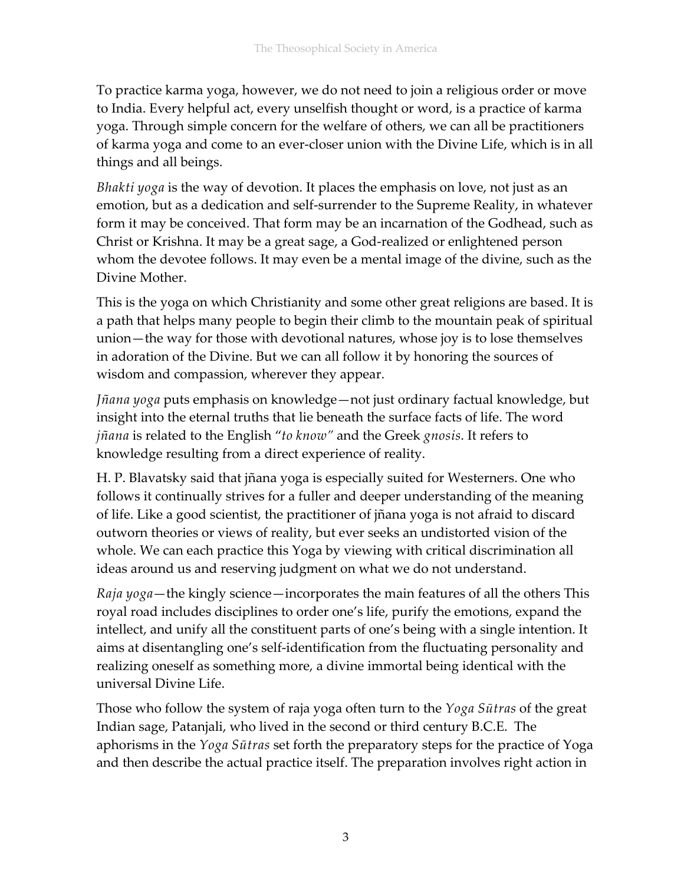To practice karma yoga, however, we do not need to join a religious order or move to India. Every helpful act, every unselfish thought or word, is a practice of karma yoga. Through simple concern for the welfare of others, we can all be practitioners of karma yoga and come to an ever-closer union with the Divine Life, which is in all things and all beings.

*Bhakti yoga* is the way of devotion. It places the emphasis on love, not just as an emotion, but as a dedication and self-surrender to the Supreme Reality, in whatever form it may be conceived. That form may be an incarnation of the Godhead, such as Christ or Krishna. It may be a great sage, a God-realized or enlightened person whom the devotee follows. It may even be a mental image of the divine, such as the Divine Mother.

This is the yoga on which Christianity and some other great religions are based. It is a path that helps many people to begin their climb to the mountain peak of spiritual union—the way for those with devotional natures, whose joy is to lose themselves in adoration of the Divine. But we can all follow it by honoring the sources of wisdom and compassion, wherever they appear.

*Jñana yoga* puts emphasis on knowledge—not just ordinary factual knowledge, but insight into the eternal truths that lie beneath the surface facts of life. The word *jñana* is related to the English "*to know"* and the Greek *gnosis*. It refers to knowledge resulting from a direct experience of reality.

H. P. Blavatsky said that jñana yoga is especially suited for Westerners. One who follows it continually strives for a fuller and deeper understanding of the meaning of life. Like a good scientist, the practitioner of jñana yoga is not afraid to discard outworn theories or views of reality, but ever seeks an undistorted vision of the whole. We can each practice this Yoga by viewing with critical discrimination all ideas around us and reserving judgment on what we do not understand.

*Raja yoga*—the kingly science—incorporates the main features of all the others This royal road includes disciplines to order one's life, purify the emotions, expand the intellect, and unify all the constituent parts of one's being with a single intention. It aims at disentangling one's self-identification from the fluctuating personality and realizing oneself as something more, a divine immortal being identical with the universal Divine Life.

Those who follow the system of raja yoga often turn to the *Yoga Sūtras* of the great Indian sage, Patanjali, who lived in the second or third century B.C.E. The aphorisms in the *Yoga Sūtras* set forth the preparatory steps for the practice of Yoga and then describe the actual practice itself. The preparation involves right action in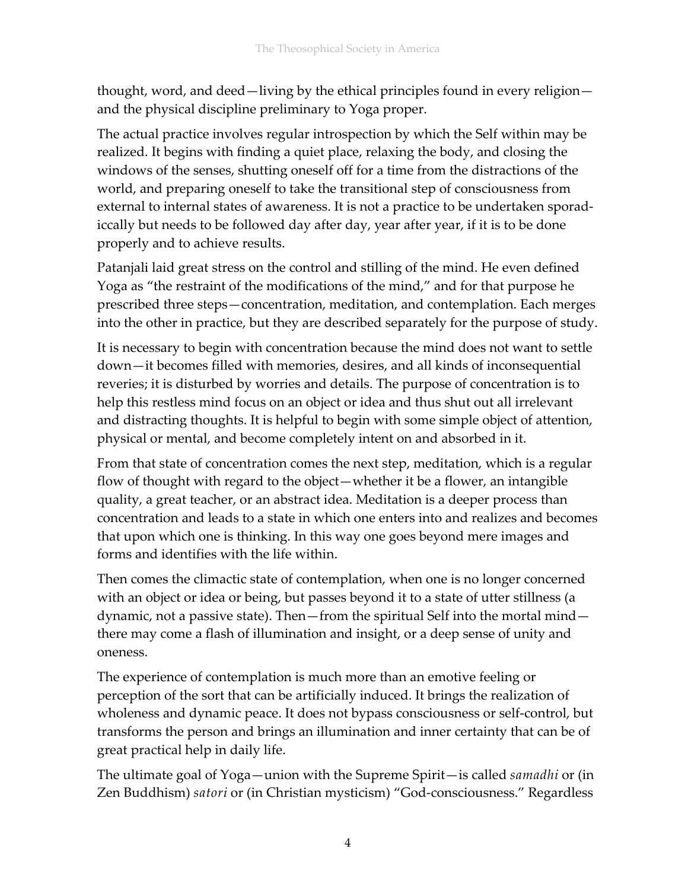thought, word, and deed—living by the ethical principles found in every religion—and the physical discipline preliminary to Yoga proper.

The actual practice involves regular introspection by which the Self within may be realized. It begins with finding a quiet place, relaxing the body, and closing the windows of the senses, shutting oneself off for a time from the distractions of the world, and preparing oneself to take the transitional step of consciousness from external to internal states of awareness. It is not a practice to be undertaken sporadically but needs to be followed day after day, year after year, if it is to be done properly and to achieve results.

Patanjali laid great stress on the control and stilling of the mind. He even defined Yoga as "the restraint of the modifications of the mind," and for that purpose he prescribed three steps—concentration, meditation, and contemplation. Each merges into the other in practice, but they are described separately for the purpose of study.

It is necessary to begin with concentration because the mind does not want to settle down—it becomes filled with memories, desires, and all kinds of inconsequential reveries; it is disturbed by worries and details. The purpose of concentration is to help this restless mind focus on an object or idea and thus shut out all irrelevant and distracting thoughts. It is helpful to begin with some simple object of attention, physical or mental, and become completely intent on and absorbed in it.

From that state of concentration comes the next step, meditation, which is a regular flow of thought with regard to the object—whether it be a flower, an intangible quality, a great teacher, or an abstract idea. Meditation is a deeper process than concentration and leads to a state in which one enters into and realizes and becomes that upon which one is thinking. In this way one goes beyond mere images and forms and identifies with the life within.

Then comes the climactic state of contemplation, when one is no longer concerned with an object or idea or being, but passes beyond it to a state of utter stillness (a dynamic, not a passive state). Then—from the spiritual Self into the mortal mind—there may come a flash of illumination and insight, or a deep sense of unity and oneness.

The experience of contemplation is much more than an emotive feeling or perception of the sort that can be artificially induced. It brings the realization of wholeness and dynamic peace. It does not bypass consciousness or self-control, but transforms the person and brings an illumination and inner certainty that can be of great practical help in daily life.

The ultimate goal of Yoga—union with the Supreme Spirit—is called *samadhi* or (in Zen Buddhism) *satori* or (in Christian mysticism) "God-consciousness." Regardless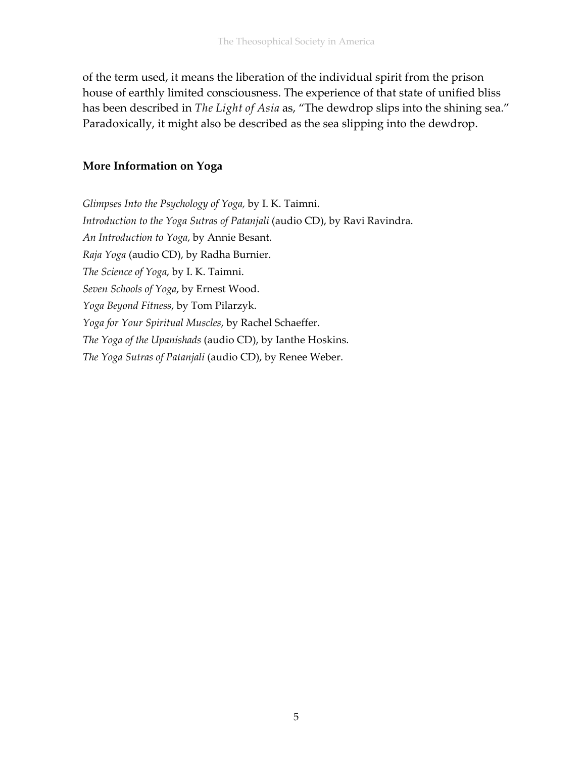of the term used, it means the liberation of the individual spirit from the prison house of earthly limited consciousness. The experience of that state of unified bliss has been described in *The Light of Asia* as, "The dewdrop slips into the shining sea." Paradoxically, it might also be described as the sea slipping into the dewdrop.

## More Information on Yoga

*Glimpses Into the Psychology of Yoga,* by I. K. Taimni.
*Introduction to the Yoga Sutras of Patanjali* (audio CD), by Ravi Ravindra.
*An Introduction to Yoga*, by Annie Besant.
*Raja Yoga* (audio CD), by Radha Burnier.
*The Science of Yoga*, by I. K. Taimni.
*Seven Schools of Yoga*, by Ernest Wood.
*Yoga Beyond Fitness*, by Tom Pilarzyk.
*Yoga for Your Spiritual Muscles*, by Rachel Schaeffer.
*The Yoga of the Upanishads* (audio CD), by Ianthe Hoskins.
*The Yoga Sutras of Patanjali* (audio CD), by Renee Weber.